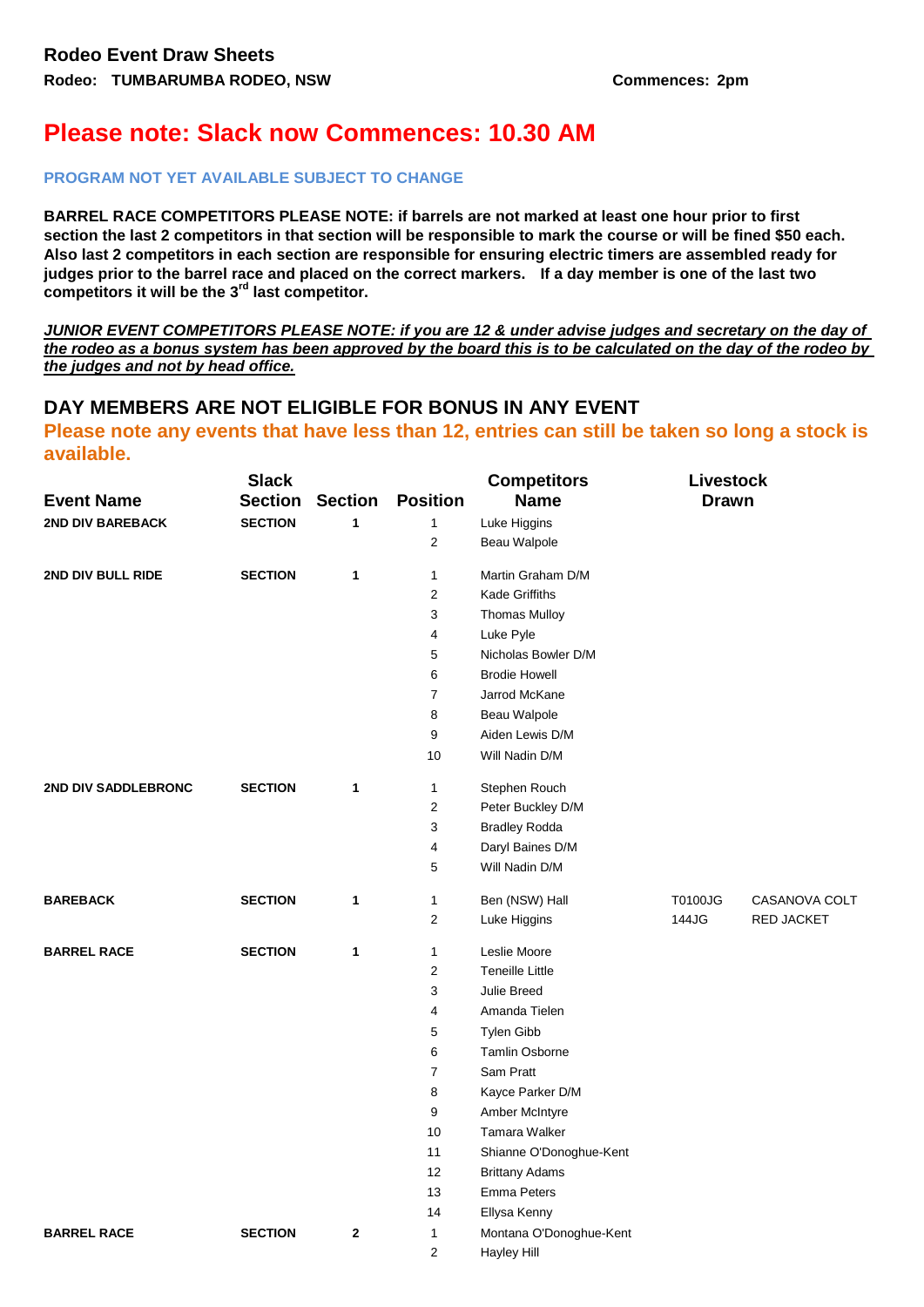## Rodeo Event Draw Sheets

**Rodeo: TUMBARUMBA RODEO, NSW** **Commences: 2pm**

# Please note: Slack now Commences: 10.30 AM

**PROGRAM NOT YET AVAILABLE SUBJECT TO CHANGE**

**BARREL RACE COMPETITORS PLEASE NOTE: if barrels are not marked at least one hour prior to first section the last 2 competitors in that section will be responsible to mark the course or will be fined $50 each. Also last 2 competitors in each section are responsible for ensuring electric timers are assembled ready for judges prior to the barrel race and placed on the correct markers. If a day member is one of the last two competitors it will be the 3rd last competitor.**

***JUNIOR EVENT COMPETITORS PLEASE NOTE: if you are 12 & under advise judges and secretary on the day of the rodeo as a bonus system has been approved by the board this is to be calculated on the day of the rodeo by the judges and not by head office.***

## DAY MEMBERS ARE NOT ELIGIBLE FOR BONUS IN ANY EVENT

**Please note any events that have less than 12, entries can still be taken so long a stock is available.**

| Event Name | Slack Section | Section | Position | Competitors Name | Livestock Drawn | |
|---|---|---|---|---|---|---|
| **2ND DIV BAREBACK** | **SECTION** | **1** | 1 | Luke Higgins | | |
| | | | 2 | Beau Walpole | | |
| **2ND DIV BULL RIDE** | **SECTION** | **1** | 1 | Martin Graham D/M | | |
| | | | 2 | Kade Griffiths | | |
| | | | 3 | Thomas Mulloy | | |
| | | | 4 | Luke Pyle | | |
| | | | 5 | Nicholas Bowler D/M | | |
| | | | 6 | Brodie Howell | | |
| | | | 7 | Jarrod McKane | | |
| | | | 8 | Beau Walpole | | |
| | | | 9 | Aiden Lewis D/M | | |
| | | | 10 | Will Nadin D/M | | |
| **2ND DIV SADDLEBRONC** | **SECTION** | **1** | 1 | Stephen Rouch | | |
| | | | 2 | Peter Buckley D/M | | |
| | | | 3 | Bradley Rodda | | |
| | | | 4 | Daryl Baines D/M | | |
| | | | 5 | Will Nadin D/M | | |
| **BAREBACK** | **SECTION** | **1** | 1 | Ben (NSW) Hall | T0100JG | CASANOVA COLT |
| | | | 2 | Luke Higgins | 144JG | RED JACKET |
| **BARREL RACE** | **SECTION** | **1** | 1 | Leslie Moore | | |
| | | | 2 | Teneille Little | | |
| | | | 3 | Julie Breed | | |
| | | | 4 | Amanda Tielen | | |
| | | | 5 | Tylen Gibb | | |
| | | | 6 | Tamlin Osborne | | |
| | | | 7 | Sam Pratt | | |
| | | | 8 | Kayce Parker D/M | | |
| | | | 9 | Amber McIntyre | | |
| | | | 10 | Tamara Walker | | |
| | | | 11 | Shianne O'Donoghue-Kent | | |
| | | | 12 | Brittany Adams | | |
| | | | 13 | Emma Peters | | |
| | | | 14 | Ellysa Kenny | | |
| **BARREL RACE** | **SECTION** | **2** | 1 | Montana O'Donoghue-Kent | | |
| | | | 2 | Hayley Hill | | |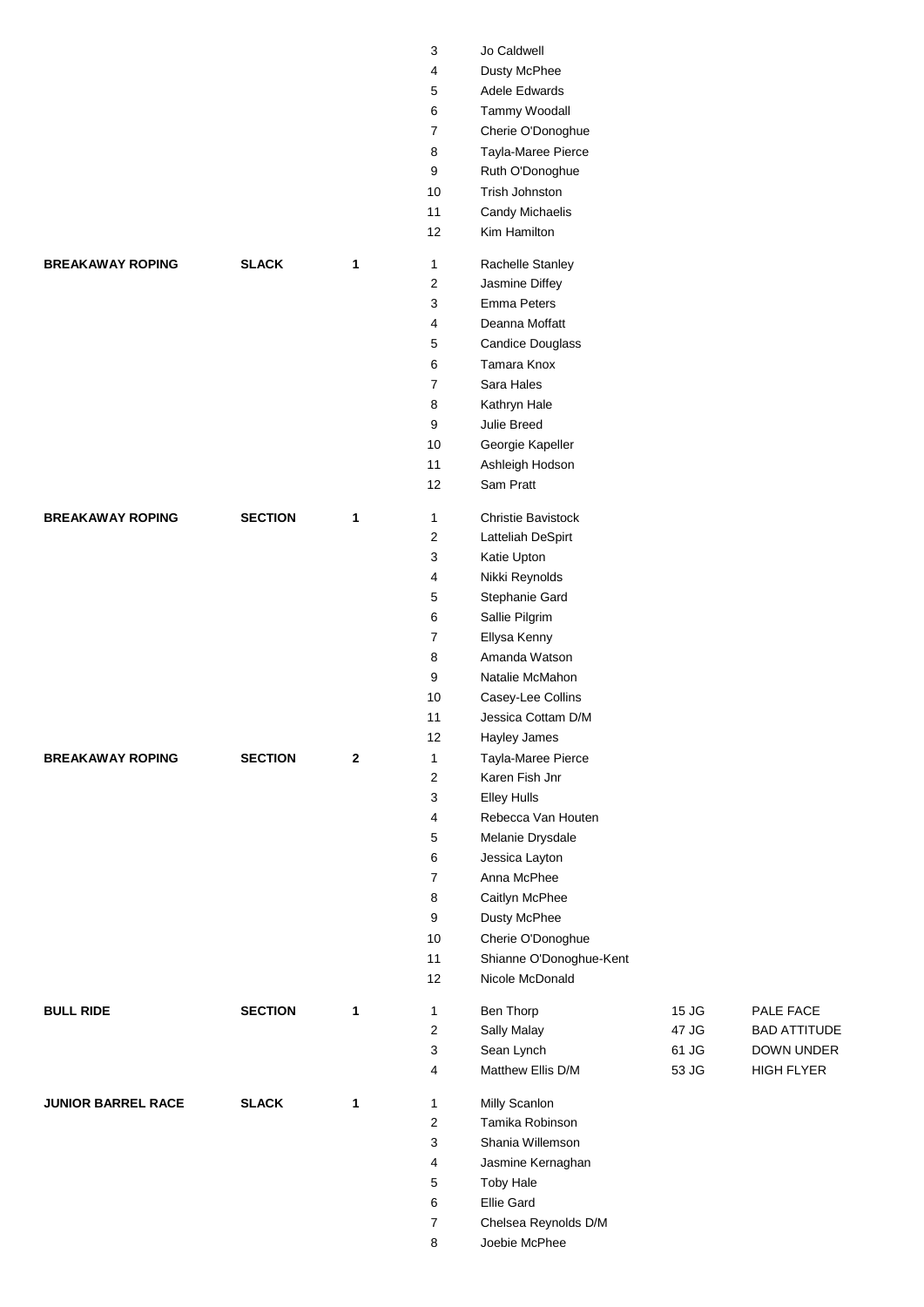| Event | Type | Section | No. | Name | | |
|---|---|---|---|---|---|---|
| | | | 3 | Jo Caldwell | | |
| | | | 4 | Dusty McPhee | | |
| | | | 5 | Adele Edwards | | |
| | | | 6 | Tammy Woodall | | |
| | | | 7 | Cherie O'Donoghue | | |
| | | | 8 | Tayla-Maree Pierce | | |
| | | | 9 | Ruth O'Donoghue | | |
| | | | 10 | Trish Johnston | | |
| | | | 11 | Candy Michaelis | | |
| | | | 12 | Kim Hamilton | | |
| **BREAKAWAY ROPING** | **SLACK** | **1** | 1 | Rachelle Stanley | | |
| | | | 2 | Jasmine Diffey | | |
| | | | 3 | Emma Peters | | |
| | | | 4 | Deanna Moffatt | | |
| | | | 5 | Candice Douglass | | |
| | | | 6 | Tamara Knox | | |
| | | | 7 | Sara Hales | | |
| | | | 8 | Kathryn Hale | | |
| | | | 9 | Julie Breed | | |
| | | | 10 | Georgie Kapeller | | |
| | | | 11 | Ashleigh Hodson | | |
| | | | 12 | Sam Pratt | | |
| **BREAKAWAY ROPING** | **SECTION** | **1** | 1 | Christie Bavistock | | |
| | | | 2 | Latteliah DeSpirt | | |
| | | | 3 | Katie Upton | | |
| | | | 4 | Nikki Reynolds | | |
| | | | 5 | Stephanie Gard | | |
| | | | 6 | Sallie Pilgrim | | |
| | | | 7 | Ellysa Kenny | | |
| | | | 8 | Amanda Watson | | |
| | | | 9 | Natalie McMahon | | |
| | | | 10 | Casey-Lee Collins | | |
| | | | 11 | Jessica Cottam D/M | | |
| | | | 12 | Hayley James | | |
| **BREAKAWAY ROPING** | **SECTION** | **2** | 1 | Tayla-Maree Pierce | | |
| | | | 2 | Karen Fish Jnr | | |
| | | | 3 | Elley Hulls | | |
| | | | 4 | Rebecca Van Houten | | |
| | | | 5 | Melanie Drysdale | | |
| | | | 6 | Jessica Layton | | |
| | | | 7 | Anna McPhee | | |
| | | | 8 | Caitlyn McPhee | | |
| | | | 9 | Dusty McPhee | | |
| | | | 10 | Cherie O'Donoghue | | |
| | | | 11 | Shianne O'Donoghue-Kent | | |
| | | | 12 | Nicole McDonald | | |
| **BULL RIDE** | **SECTION** | **1** | 1 | Ben Thorp | 15 JG | PALE FACE |
| | | | 2 | Sally Malay | 47 JG | BAD ATTITUDE |
| | | | 3 | Sean Lynch | 61 JG | DOWN UNDER |
| | | | 4 | Matthew Ellis D/M | 53 JG | HIGH FLYER |
| **JUNIOR BARREL RACE** | **SLACK** | **1** | 1 | Milly Scanlon | | |
| | | | 2 | Tamika Robinson | | |
| | | | 3 | Shania Willemson | | |
| | | | 4 | Jasmine Kernaghan | | |
| | | | 5 | Toby Hale | | |
| | | | 6 | Ellie Gard | | |
| | | | 7 | Chelsea Reynolds D/M | | |
| | | | 8 | Joebie McPhee | | |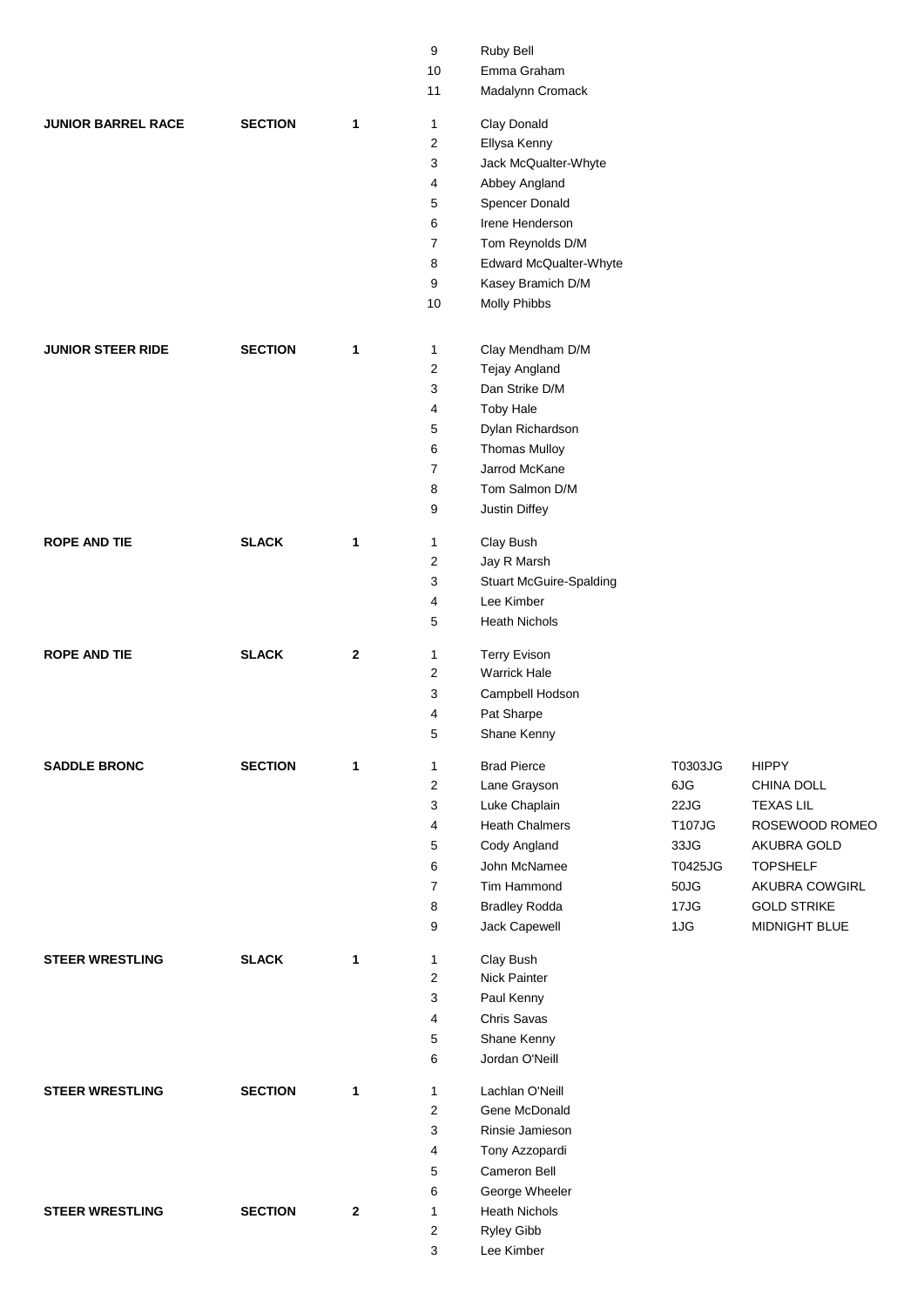| Event | Type | No. | Order | Name | Number | Horse |
|---|---|---|---|---|---|---|
| | | | 9 | Ruby Bell | | |
| | | | 10 | Emma Graham | | |
| | | | 11 | Madalynn Cromack | | |
| **JUNIOR BARREL RACE** | **SECTION** | **1** | 1 | Clay Donald | | |
| | | | 2 | Ellysa Kenny | | |
| | | | 3 | Jack McQualter-Whyte | | |
| | | | 4 | Abbey Angland | | |
| | | | 5 | Spencer Donald | | |
| | | | 6 | Irene Henderson | | |
| | | | 7 | Tom Reynolds D/M | | |
| | | | 8 | Edward McQualter-Whyte | | |
| | | | 9 | Kasey Bramich D/M | | |
| | | | 10 | Molly Phibbs | | |
| **JUNIOR STEER RIDE** | **SECTION** | **1** | 1 | Clay Mendham D/M | | |
| | | | 2 | Tejay Angland | | |
| | | | 3 | Dan Strike D/M | | |
| | | | 4 | Toby Hale | | |
| | | | 5 | Dylan Richardson | | |
| | | | 6 | Thomas Mulloy | | |
| | | | 7 | Jarrod McKane | | |
| | | | 8 | Tom Salmon D/M | | |
| | | | 9 | Justin Diffey | | |
| **ROPE AND TIE** | **SLACK** | **1** | 1 | Clay Bush | | |
| | | | 2 | Jay R Marsh | | |
| | | | 3 | Stuart McGuire-Spalding | | |
| | | | 4 | Lee Kimber | | |
| | | | 5 | Heath Nichols | | |
| **ROPE AND TIE** | **SLACK** | **2** | 1 | Terry Evison | | |
| | | | 2 | Warrick Hale | | |
| | | | 3 | Campbell Hodson | | |
| | | | 4 | Pat Sharpe | | |
| | | | 5 | Shane Kenny | | |
| **SADDLE BRONC** | **SECTION** | **1** | 1 | Brad Pierce | T0303JG | HIPPY |
| | | | 2 | Lane Grayson | 6JG | CHINA DOLL |
| | | | 3 | Luke Chaplain | 22JG | TEXAS LIL |
| | | | 4 | Heath Chalmers | T107JG | ROSEWOOD ROMEO |
| | | | 5 | Cody Angland | 33JG | AKUBRA GOLD |
| | | | 6 | John McNamee | T0425JG | TOPSHELF |
| | | | 7 | Tim Hammond | 50JG | AKUBRA COWGIRL |
| | | | 8 | Bradley Rodda | 17JG | GOLD STRIKE |
| | | | 9 | Jack Capewell | 1JG | MIDNIGHT BLUE |
| **STEER WRESTLING** | **SLACK** | **1** | 1 | Clay Bush | | |
| | | | 2 | Nick Painter | | |
| | | | 3 | Paul Kenny | | |
| | | | 4 | Chris Savas | | |
| | | | 5 | Shane Kenny | | |
| | | | 6 | Jordan O'Neill | | |
| **STEER WRESTLING** | **SECTION** | **1** | 1 | Lachlan O'Neill | | |
| | | | 2 | Gene McDonald | | |
| | | | 3 | Rinsie Jamieson | | |
| | | | 4 | Tony Azzopardi | | |
| | | | 5 | Cameron Bell | | |
| | | | 6 | George Wheeler | | |
| **STEER WRESTLING** | **SECTION** | **2** | 1 | Heath Nichols | | |
| | | | 2 | Ryley Gibb | | |
| | | | 3 | Lee Kimber | | |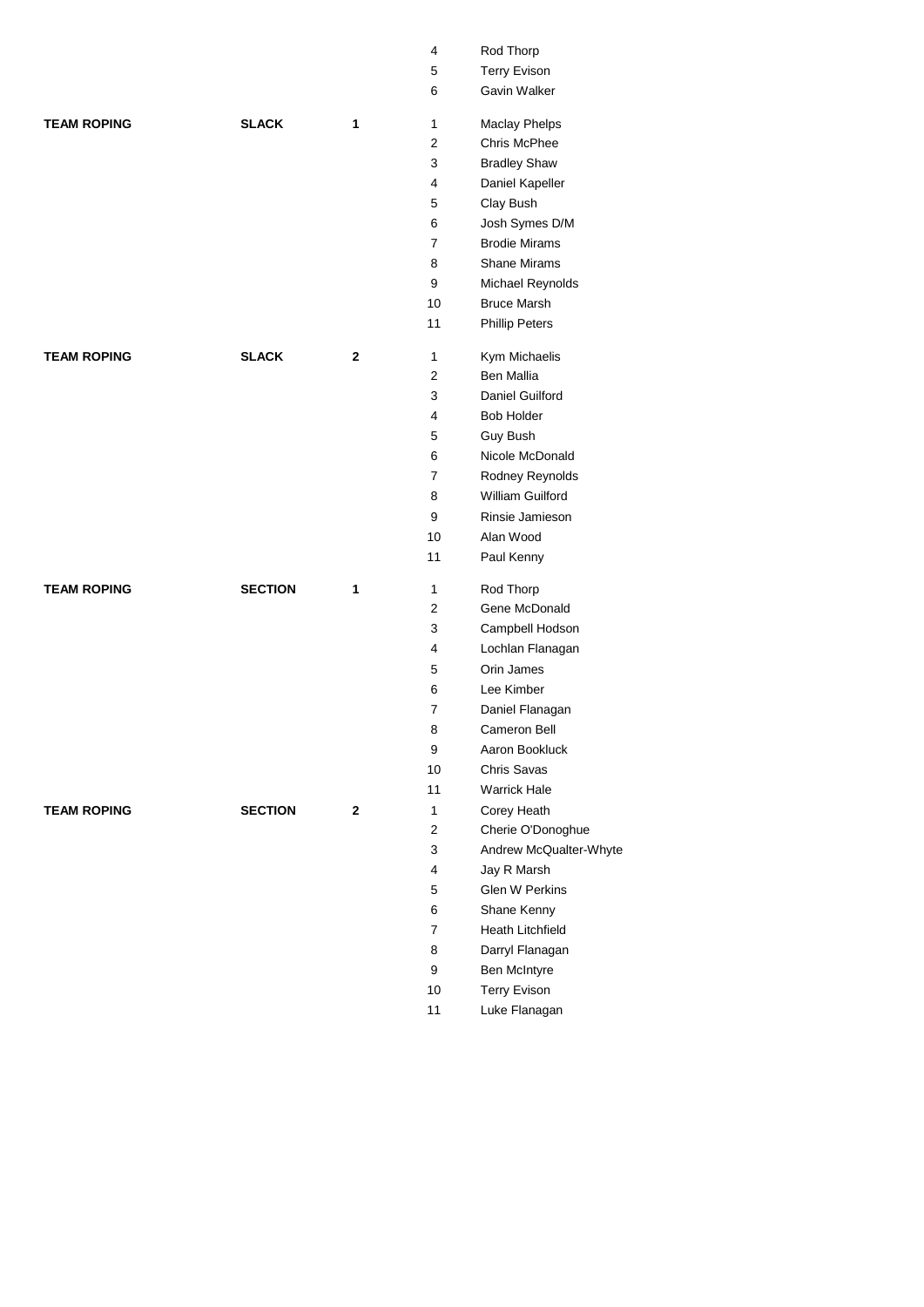| | | | | |
|---|---|---|---|---|
| | | | 4 | Rod Thorp |
| | | | 5 | Terry Evison |
| | | | 6 | Gavin Walker |
| **TEAM ROPING** | **SLACK** | **1** | 1 | Maclay Phelps |
| | | | 2 | Chris McPhee |
| | | | 3 | Bradley Shaw |
| | | | 4 | Daniel Kapeller |
| | | | 5 | Clay Bush |
| | | | 6 | Josh Symes D/M |
| | | | 7 | Brodie Mirams |
| | | | 8 | Shane Mirams |
| | | | 9 | Michael Reynolds |
| | | | 10 | Bruce Marsh |
| | | | 11 | Phillip Peters |
| **TEAM ROPING** | **SLACK** | **2** | 1 | Kym Michaelis |
| | | | 2 | Ben Mallia |
| | | | 3 | Daniel Guilford |
| | | | 4 | Bob Holder |
| | | | 5 | Guy Bush |
| | | | 6 | Nicole McDonald |
| | | | 7 | Rodney Reynolds |
| | | | 8 | William Guilford |
| | | | 9 | Rinsie Jamieson |
| | | | 10 | Alan Wood |
| | | | 11 | Paul Kenny |
| **TEAM ROPING** | **SECTION** | **1** | 1 | Rod Thorp |
| | | | 2 | Gene McDonald |
| | | | 3 | Campbell Hodson |
| | | | 4 | Lochlan Flanagan |
| | | | 5 | Orin James |
| | | | 6 | Lee Kimber |
| | | | 7 | Daniel Flanagan |
| | | | 8 | Cameron Bell |
| | | | 9 | Aaron Bookluck |
| | | | 10 | Chris Savas |
| | | | 11 | Warrick Hale |
| **TEAM ROPING** | **SECTION** | **2** | 1 | Corey Heath |
| | | | 2 | Cherie O'Donoghue |
| | | | 3 | Andrew McQualter-Whyte |
| | | | 4 | Jay R Marsh |
| | | | 5 | Glen W Perkins |
| | | | 6 | Shane Kenny |
| | | | 7 | Heath Litchfield |
| | | | 8 | Darryl Flanagan |
| | | | 9 | Ben McIntyre |
| | | | 10 | Terry Evison |
| | | | 11 | Luke Flanagan |